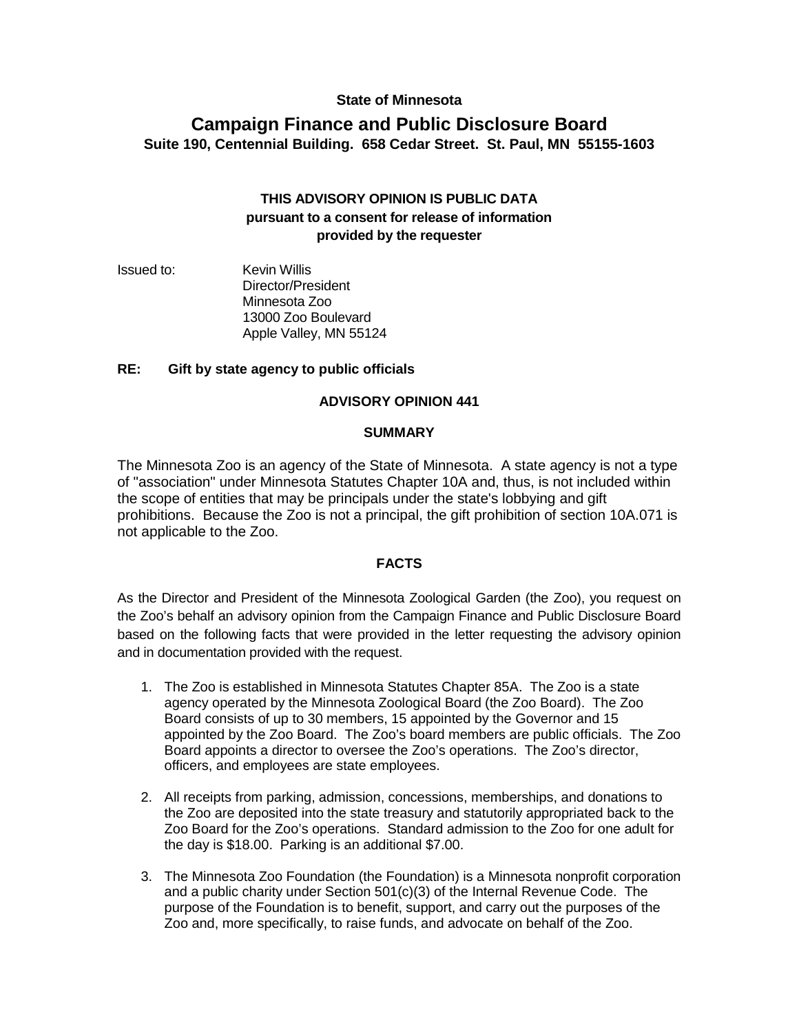**State of Minnesota**

# Campaign Finance and Public Disclosure Board

**Suite 190, Centennial Building. 658 Cedar Street. St. Paul, MN 55155-1603**

**THIS ADVISORY OPINION IS PUBLIC DATA**
**pursuant to a consent for release of information**
**provided by the requester**

Issued to: Kevin Willis
Director/President
Minnesota Zoo
13000 Zoo Boulevard
Apple Valley, MN 55124

**RE: Gift by state agency to public officials**

## ADVISORY OPINION 441

### SUMMARY

The Minnesota Zoo is an agency of the State of Minnesota. A state agency is not a type of "association" under Minnesota Statutes Chapter 10A and, thus, is not included within the scope of entities that may be principals under the state's lobbying and gift prohibitions. Because the Zoo is not a principal, the gift prohibition of section 10A.071 is not applicable to the Zoo.

### FACTS

As the Director and President of the Minnesota Zoological Garden (the Zoo), you request on the Zoo's behalf an advisory opinion from the Campaign Finance and Public Disclosure Board based on the following facts that were provided in the letter requesting the advisory opinion and in documentation provided with the request.

1. The Zoo is established in Minnesota Statutes Chapter 85A. The Zoo is a state agency operated by the Minnesota Zoological Board (the Zoo Board). The Zoo Board consists of up to 30 members, 15 appointed by the Governor and 15 appointed by the Zoo Board. The Zoo's board members are public officials. The Zoo Board appoints a director to oversee the Zoo's operations. The Zoo's director, officers, and employees are state employees.

2. All receipts from parking, admission, concessions, memberships, and donations to the Zoo are deposited into the state treasury and statutorily appropriated back to the Zoo Board for the Zoo's operations. Standard admission to the Zoo for one adult for the day is $18.00. Parking is an additional $7.00.

3. The Minnesota Zoo Foundation (the Foundation) is a Minnesota nonprofit corporation and a public charity under Section 501(c)(3) of the Internal Revenue Code. The purpose of the Foundation is to benefit, support, and carry out the purposes of the Zoo and, more specifically, to raise funds, and advocate on behalf of the Zoo.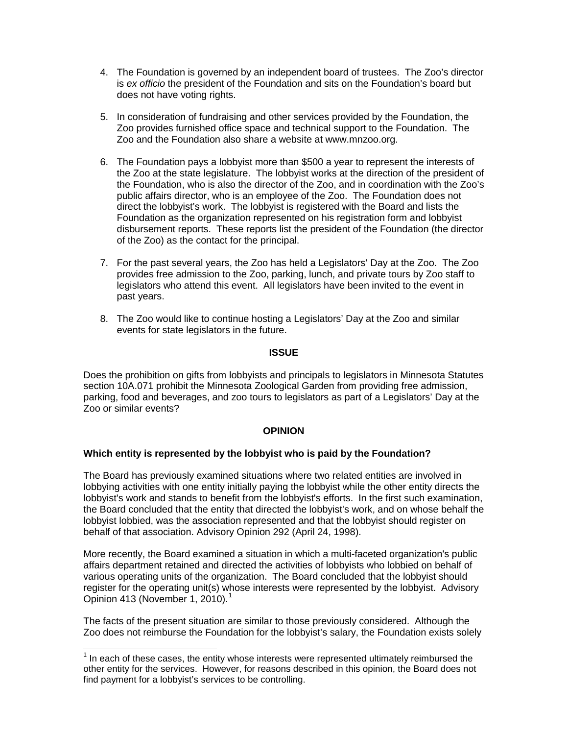4. The Foundation is governed by an independent board of trustees. The Zoo's director is *ex officio* the president of the Foundation and sits on the Foundation's board but does not have voting rights.

5. In consideration of fundraising and other services provided by the Foundation, the Zoo provides furnished office space and technical support to the Foundation. The Zoo and the Foundation also share a website at www.mnzoo.org.

6. The Foundation pays a lobbyist more than $500 a year to represent the interests of the Zoo at the state legislature. The lobbyist works at the direction of the president of the Foundation, who is also the director of the Zoo, and in coordination with the Zoo's public affairs director, who is an employee of the Zoo. The Foundation does not direct the lobbyist's work. The lobbyist is registered with the Board and lists the Foundation as the organization represented on his registration form and lobbyist disbursement reports. These reports list the president of the Foundation (the director of the Zoo) as the contact for the principal.

7. For the past several years, the Zoo has held a Legislators' Day at the Zoo. The Zoo provides free admission to the Zoo, parking, lunch, and private tours by Zoo staff to legislators who attend this event. All legislators have been invited to the event in past years.

8. The Zoo would like to continue hosting a Legislators' Day at the Zoo and similar events for state legislators in the future.

## ISSUE

Does the prohibition on gifts from lobbyists and principals to legislators in Minnesota Statutes section 10A.071 prohibit the Minnesota Zoological Garden from providing free admission, parking, food and beverages, and zoo tours to legislators as part of a Legislators' Day at the Zoo or similar events?

## OPINION

### Which entity is represented by the lobbyist who is paid by the Foundation?

The Board has previously examined situations where two related entities are involved in lobbying activities with one entity initially paying the lobbyist while the other entity directs the lobbyist's work and stands to benefit from the lobbyist's efforts. In the first such examination, the Board concluded that the entity that directed the lobbyist's work, and on whose behalf the lobbyist lobbied, was the association represented and that the lobbyist should register on behalf of that association. Advisory Opinion 292 (April 24, 1998).

More recently, the Board examined a situation in which a multi-faceted organization's public affairs department retained and directed the activities of lobbyists who lobbied on behalf of various operating units of the organization. The Board concluded that the lobbyist should register for the operating unit(s) whose interests were represented by the lobbyist. Advisory Opinion 413 (November 1, 2010).[1]

The facts of the present situation are similar to those previously considered. Although the Zoo does not reimburse the Foundation for the lobbyist's salary, the Foundation exists solely

[1] In each of these cases, the entity whose interests were represented ultimately reimbursed the other entity for the services. However, for reasons described in this opinion, the Board does not find payment for a lobbyist's services to be controlling.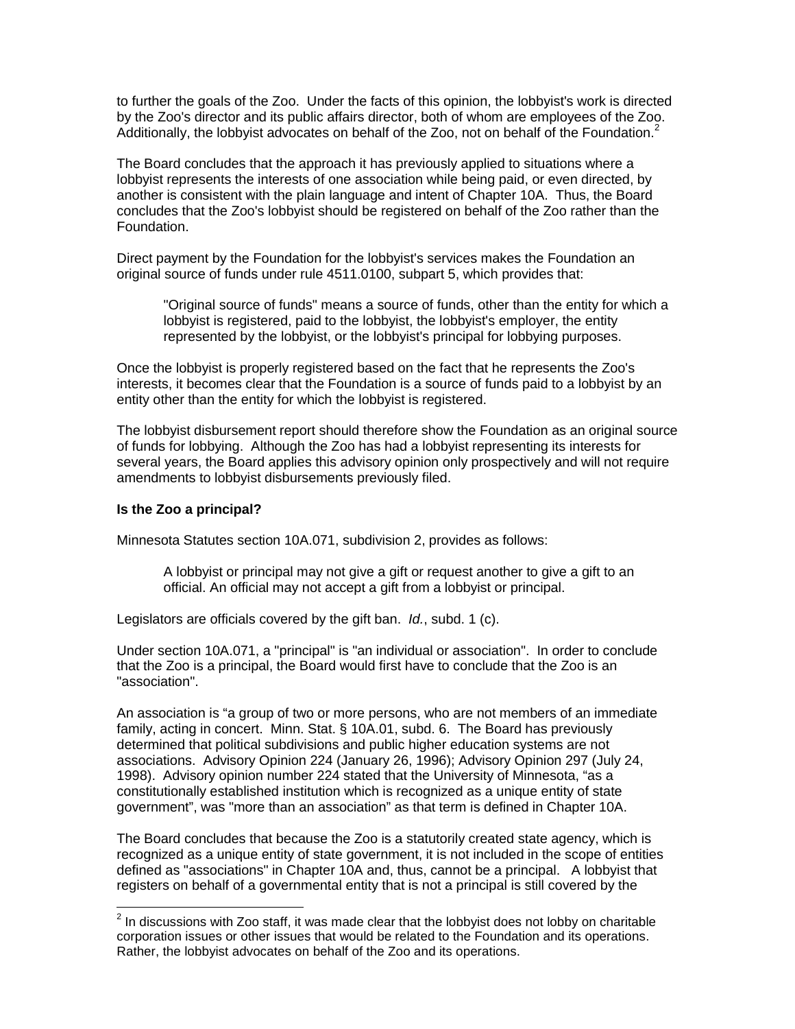to further the goals of the Zoo. Under the facts of this opinion, the lobbyist's work is directed by the Zoo's director and its public affairs director, both of whom are employees of the Zoo. Additionally, the lobbyist advocates on behalf of the Zoo, not on behalf of the Foundation.[2]

The Board concludes that the approach it has previously applied to situations where a lobbyist represents the interests of one association while being paid, or even directed, by another is consistent with the plain language and intent of Chapter 10A. Thus, the Board concludes that the Zoo's lobbyist should be registered on behalf of the Zoo rather than the Foundation.

Direct payment by the Foundation for the lobbyist's services makes the Foundation an original source of funds under rule 4511.0100, subpart 5, which provides that:

> "Original source of funds" means a source of funds, other than the entity for which a lobbyist is registered, paid to the lobbyist, the lobbyist's employer, the entity represented by the lobbyist, or the lobbyist's principal for lobbying purposes.

Once the lobbyist is properly registered based on the fact that he represents the Zoo's interests, it becomes clear that the Foundation is a source of funds paid to a lobbyist by an entity other than the entity for which the lobbyist is registered.

The lobbyist disbursement report should therefore show the Foundation as an original source of funds for lobbying. Although the Zoo has had a lobbyist representing its interests for several years, the Board applies this advisory opinion only prospectively and will not require amendments to lobbyist disbursements previously filed.

**Is the Zoo a principal?**

Minnesota Statutes section 10A.071, subdivision 2, provides as follows:

> A lobbyist or principal may not give a gift or request another to give a gift to an official. An official may not accept a gift from a lobbyist or principal.

Legislators are officials covered by the gift ban. *Id.*, subd. 1 (c).

Under section 10A.071, a "principal" is "an individual or association". In order to conclude that the Zoo is a principal, the Board would first have to conclude that the Zoo is an "association".

An association is "a group of two or more persons, who are not members of an immediate family, acting in concert. Minn. Stat. § 10A.01, subd. 6. The Board has previously determined that political subdivisions and public higher education systems are not associations. Advisory Opinion 224 (January 26, 1996); Advisory Opinion 297 (July 24, 1998). Advisory opinion number 224 stated that the University of Minnesota, "as a constitutionally established institution which is recognized as a unique entity of state government", was "more than an association" as that term is defined in Chapter 10A.

The Board concludes that because the Zoo is a statutorily created state agency, which is recognized as a unique entity of state government, it is not included in the scope of entities defined as "associations" in Chapter 10A and, thus, cannot be a principal. A lobbyist that registers on behalf of a governmental entity that is not a principal is still covered by the

---

[2] In discussions with Zoo staff, it was made clear that the lobbyist does not lobby on charitable corporation issues or other issues that would be related to the Foundation and its operations. Rather, the lobbyist advocates on behalf of the Zoo and its operations.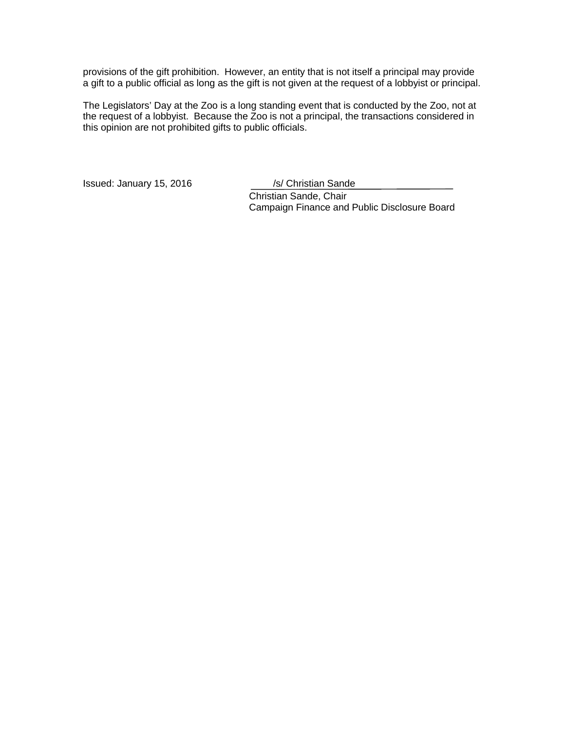provisions of the gift prohibition. However, an entity that is not itself a principal may provide a gift to a public official as long as the gift is not given at the request of a lobbyist or principal.

The Legislators' Day at the Zoo is a long standing event that is conducted by the Zoo, not at the request of a lobbyist. Because the Zoo is not a principal, the transactions considered in this opinion are not prohibited gifts to public officials.

Issued: January 15, 2016

/s/ Christian Sande
Christian Sande, Chair
Campaign Finance and Public Disclosure Board